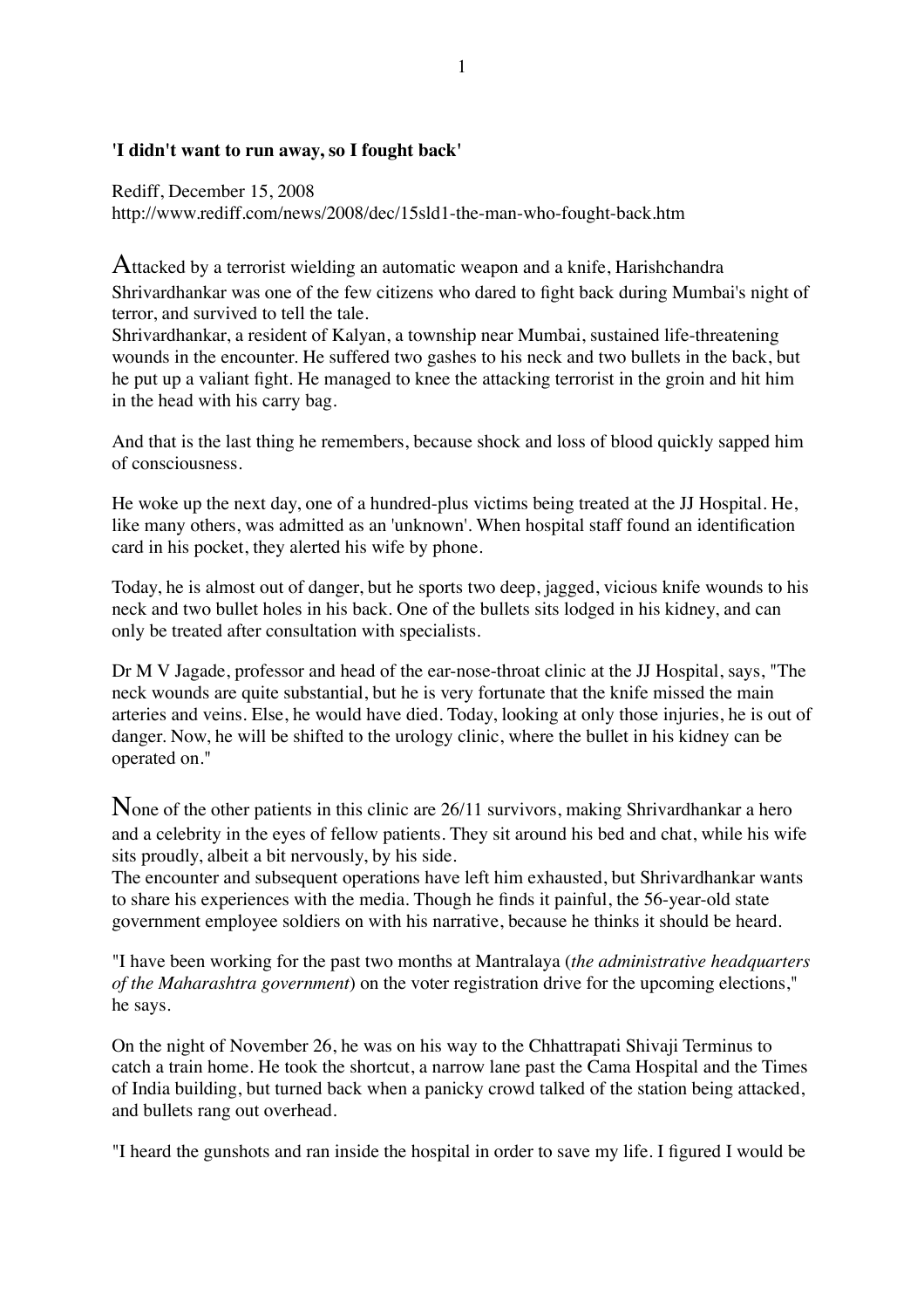**'I didn't want to run away, so I fought back'**

Rediff, December 15, 2008
http://www.rediff.com/news/2008/dec/15sld1-the-man-who-fought-back.htm

Attacked by a terrorist wielding an automatic weapon and a knife, Harishchandra Shrivardhankar was one of the few citizens who dared to fight back during Mumbai's night of terror, and survived to tell the tale.
Shrivardhankar, a resident of Kalyan, a township near Mumbai, sustained life-threatening wounds in the encounter. He suffered two gashes to his neck and two bullets in the back, but he put up a valiant fight. He managed to knee the attacking terrorist in the groin and hit him in the head with his carry bag.

And that is the last thing he remembers, because shock and loss of blood quickly sapped him of consciousness.

He woke up the next day, one of a hundred-plus victims being treated at the JJ Hospital. He, like many others, was admitted as an 'unknown'. When hospital staff found an identification card in his pocket, they alerted his wife by phone.

Today, he is almost out of danger, but he sports two deep, jagged, vicious knife wounds to his neck and two bullet holes in his back. One of the bullets sits lodged in his kidney, and can only be treated after consultation with specialists.

Dr M V Jagade, professor and head of the ear-nose-throat clinic at the JJ Hospital, says, "The neck wounds are quite substantial, but he is very fortunate that the knife missed the main arteries and veins. Else, he would have died. Today, looking at only those injuries, he is out of danger. Now, he will be shifted to the urology clinic, where the bullet in his kidney can be operated on."

None of the other patients in this clinic are 26/11 survivors, making Shrivardhankar a hero and a celebrity in the eyes of fellow patients. They sit around his bed and chat, while his wife sits proudly, albeit a bit nervously, by his side.
The encounter and subsequent operations have left him exhausted, but Shrivardhankar wants to share his experiences with the media. Though he finds it painful, the 56-year-old state government employee soldiers on with his narrative, because he thinks it should be heard.

"I have been working for the past two months at Mantralaya (*the administrative headquarters of the Maharashtra government*) on the voter registration drive for the upcoming elections," he says.

On the night of November 26, he was on his way to the Chhattrapati Shivaji Terminus to catch a train home. He took the shortcut, a narrow lane past the Cama Hospital and the Times of India building, but turned back when a panicky crowd talked of the station being attacked, and bullets rang out overhead.

"I heard the gunshots and ran inside the hospital in order to save my life. I figured I would be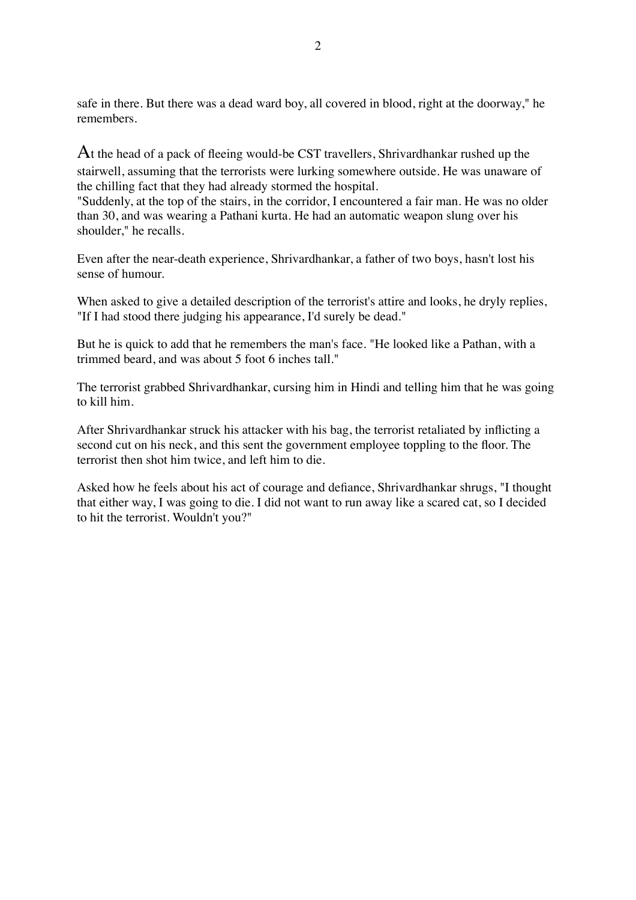safe in there. But there was a dead ward boy, all covered in blood, right at the doorway," he remembers.

At the head of a pack of fleeing would-be CST travellers, Shrivardhankar rushed up the stairwell, assuming that the terrorists were lurking somewhere outside. He was unaware of the chilling fact that they had already stormed the hospital.
"Suddenly, at the top of the stairs, in the corridor, I encountered a fair man. He was no older than 30, and was wearing a Pathani kurta. He had an automatic weapon slung over his shoulder," he recalls.

Even after the near-death experience, Shrivardhankar, a father of two boys, hasn't lost his sense of humour.

When asked to give a detailed description of the terrorist's attire and looks, he dryly replies, "If I had stood there judging his appearance, I'd surely be dead."

But he is quick to add that he remembers the man's face. "He looked like a Pathan, with a trimmed beard, and was about 5 foot 6 inches tall."

The terrorist grabbed Shrivardhankar, cursing him in Hindi and telling him that he was going to kill him.

After Shrivardhankar struck his attacker with his bag, the terrorist retaliated by inflicting a second cut on his neck, and this sent the government employee toppling to the floor. The terrorist then shot him twice, and left him to die.

Asked how he feels about his act of courage and defiance, Shrivardhankar shrugs, "I thought that either way, I was going to die. I did not want to run away like a scared cat, so I decided to hit the terrorist. Wouldn't you?"